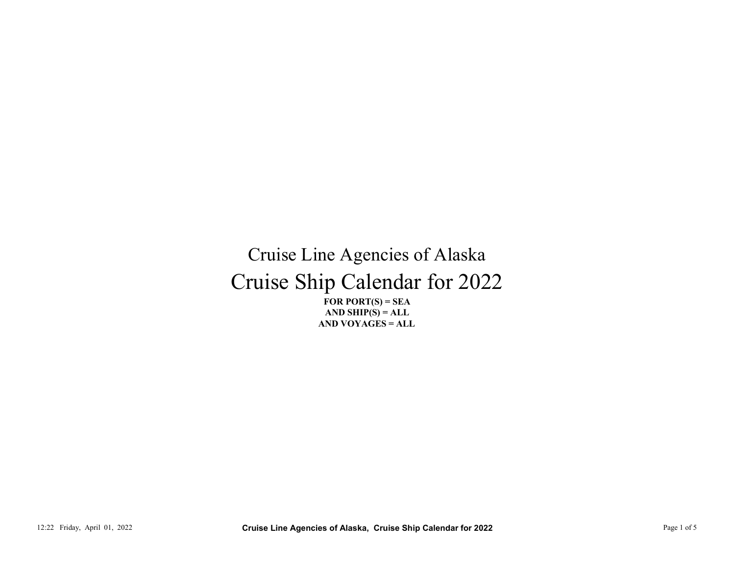# Cruise Line Agencies of Alaska

# Cruise Ship Calendar for 2022

**FOR PORT(S) = SEA**
**AND SHIP(S) = ALL**
**AND VOYAGES = ALL**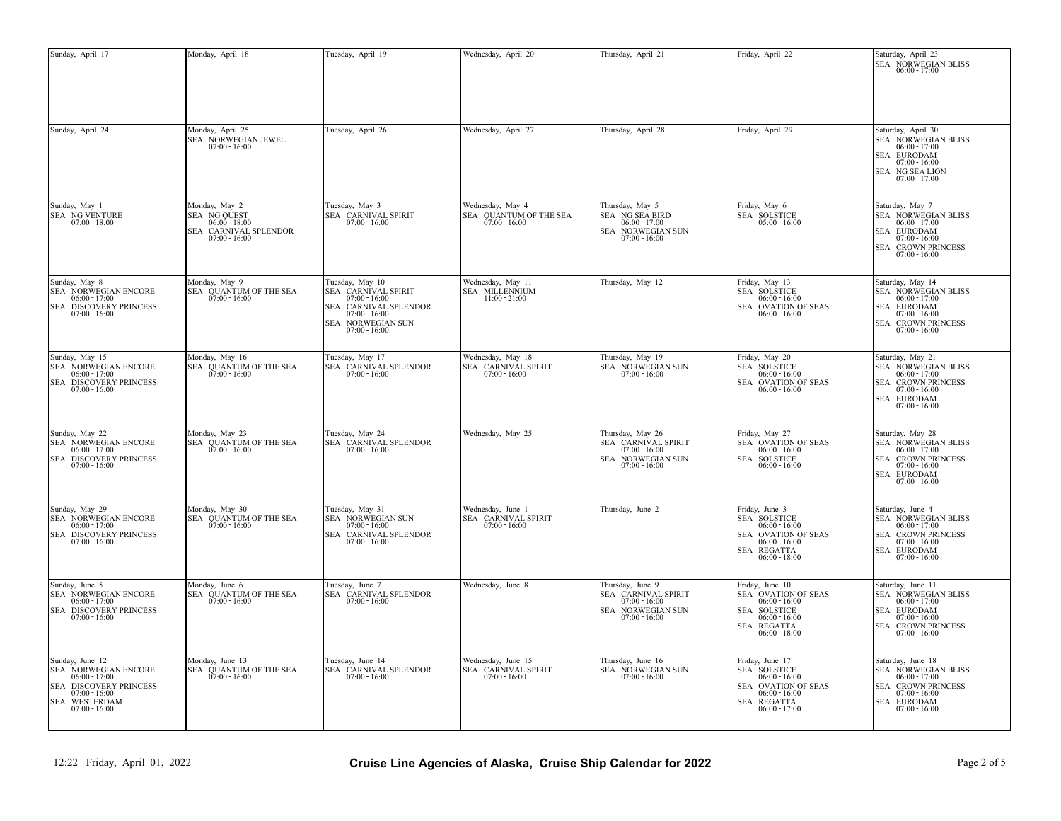| Sunday | Monday | Tuesday | Wednesday | Thursday | Friday | Saturday |
|---|---|---|---|---|---|---|
| Sunday, April 17 | Monday, April 18 | Tuesday, April 19 | Wednesday, April 20 | Thursday, April 21 | Friday, April 22 | Saturday, April 23<br>SEA NORWEGIAN BLISS<br>06:00 - 17:00 |
| Sunday, April 24 | Monday, April 25<br>SEA NORWEGIAN JEWEL<br>07:00 - 16:00 | Tuesday, April 26 | Wednesday, April 27 | Thursday, April 28 | Friday, April 29 | Saturday, April 30<br>SEA NORWEGIAN BLISS<br>06:00 - 17:00<br>SEA EURODAM<br>07:00 - 16:00<br>SEA NG SEA LION<br>07:00 - 17:00 |
| Sunday, May 1<br>SEA NG VENTURE<br>07:00 - 18:00 | Monday, May 2<br>SEA NG QUEST<br>06:00 - 18:00<br>SEA CARNIVAL SPLENDOR<br>07:00 - 16:00 | Tuesday, May 3<br>SEA CARNIVAL SPIRIT<br>07:00 - 16:00 | Wednesday, May 4<br>SEA QUANTUM OF THE SEA<br>07:00 - 16:00 | Thursday, May 5<br>SEA NG SEA BIRD<br>06:00 - 17:00<br>SEA NORWEGIAN SUN<br>07:00 - 16:00 | Friday, May 6<br>SEA SOLSTICE<br>05:00 - 16:00 | Saturday, May 7<br>SEA NORWEGIAN BLISS<br>06:00 - 17:00<br>SEA EURODAM<br>07:00 - 16:00<br>SEA CROWN PRINCESS<br>07:00 - 16:00 |
| Sunday, May 8<br>SEA NORWEGIAN ENCORE<br>06:00 - 17:00<br>SEA DISCOVERY PRINCESS<br>07:00 - 16:00 | Monday, May 9<br>SEA QUANTUM OF THE SEA<br>07:00 - 16:00 | Tuesday, May 10<br>SEA CARNIVAL SPIRIT<br>07:00 - 16:00<br>SEA CARNIVAL SPLENDOR<br>07:00 - 16:00<br>SEA NORWEGIAN SUN<br>07:00 - 16:00 | Wednesday, May 11<br>SEA MILLENNIUM<br>11:00 - 21:00 | Thursday, May 12 | Friday, May 13<br>SEA SOLSTICE<br>06:00 - 16:00<br>SEA OVATION OF SEAS<br>06:00 - 16:00 | Saturday, May 14<br>SEA NORWEGIAN BLISS<br>06:00 - 17:00<br>SEA EURODAM<br>07:00 - 16:00<br>SEA CROWN PRINCESS<br>07:00 - 16:00 |
| Sunday, May 15<br>SEA NORWEGIAN ENCORE<br>06:00 - 17:00<br>SEA DISCOVERY PRINCESS<br>07:00 - 16:00 | Monday, May 16<br>SEA QUANTUM OF THE SEA<br>07:00 - 16:00 | Tuesday, May 17<br>SEA CARNIVAL SPLENDOR<br>07:00 - 16:00 | Wednesday, May 18<br>SEA CARNIVAL SPIRIT<br>07:00 - 16:00 | Thursday, May 19<br>SEA NORWEGIAN SUN<br>07:00 - 16:00 | Friday, May 20<br>SEA SOLSTICE<br>06:00 - 16:00<br>SEA OVATION OF SEAS<br>06:00 - 16:00 | Saturday, May 21<br>SEA NORWEGIAN BLISS<br>06:00 - 17:00<br>SEA CROWN PRINCESS<br>07:00 - 16:00<br>SEA EURODAM<br>07:00 - 16:00 |
| Sunday, May 22<br>SEA NORWEGIAN ENCORE<br>06:00 - 17:00<br>SEA DISCOVERY PRINCESS<br>07:00 - 16:00 | Monday, May 23<br>SEA QUANTUM OF THE SEA<br>07:00 - 16:00 | Tuesday, May 24<br>SEA CARNIVAL SPLENDOR<br>07:00 - 16:00 | Wednesday, May 25 | Thursday, May 26<br>SEA CARNIVAL SPIRIT<br>07:00 - 16:00<br>SEA NORWEGIAN SUN<br>07:00 - 16:00 | Friday, May 27<br>SEA OVATION OF SEAS<br>06:00 - 16:00<br>SEA SOLSTICE<br>06:00 - 16:00 | Saturday, May 28<br>SEA NORWEGIAN BLISS<br>06:00 - 17:00<br>SEA CROWN PRINCESS<br>07:00 - 16:00<br>SEA EURODAM<br>07:00 - 16:00 |
| Sunday, May 29<br>SEA NORWEGIAN ENCORE<br>06:00 - 17:00<br>SEA DISCOVERY PRINCESS<br>07:00 - 16:00 | Monday, May 30<br>SEA QUANTUM OF THE SEA<br>07:00 - 16:00 | Tuesday, May 31<br>SEA NORWEGIAN SUN<br>07:00 - 16:00<br>SEA CARNIVAL SPLENDOR<br>07:00 - 16:00 | Wednesday, June 1<br>SEA CARNIVAL SPIRIT<br>07:00 - 16:00 | Thursday, June 2 | Friday, June 3<br>SEA SOLSTICE<br>06:00 - 16:00<br>SEA OVATION OF SEAS<br>06:00 - 16:00<br>SEA REGATTA<br>06:00 - 18:00 | Saturday, June 4<br>SEA NORWEGIAN BLISS<br>06:00 - 17:00<br>SEA CROWN PRINCESS<br>07:00 - 16:00<br>SEA EURODAM<br>07:00 - 16:00 |
| Sunday, June 5<br>SEA NORWEGIAN ENCORE<br>06:00 - 17:00<br>SEA DISCOVERY PRINCESS<br>07:00 - 16:00 | Monday, June 6<br>SEA QUANTUM OF THE SEA<br>07:00 - 16:00 | Tuesday, June 7<br>SEA CARNIVAL SPLENDOR<br>07:00 - 16:00 | Wednesday, June 8 | Thursday, June 9<br>SEA CARNIVAL SPIRIT<br>07:00 - 16:00<br>SEA NORWEGIAN SUN<br>07:00 - 16:00 | Friday, June 10<br>SEA OVATION OF SEAS<br>06:00 - 16:00<br>SEA SOLSTICE<br>06:00 - 16:00<br>SEA REGATTA<br>06:00 - 18:00 | Saturday, June 11<br>SEA NORWEGIAN BLISS<br>06:00 - 17:00<br>SEA EURODAM<br>07:00 - 16:00<br>SEA CROWN PRINCESS<br>07:00 - 16:00 |
| Sunday, June 12<br>SEA NORWEGIAN ENCORE<br>06:00 - 17:00<br>SEA DISCOVERY PRINCESS<br>07:00 - 16:00<br>SEA WESTERDAM<br>07:00 - 16:00 | Monday, June 13<br>SEA QUANTUM OF THE SEA<br>07:00 - 16:00 | Tuesday, June 14<br>SEA CARNIVAL SPLENDOR<br>07:00 - 16:00 | Wednesday, June 15<br>SEA CARNIVAL SPIRIT<br>07:00 - 16:00 | Thursday, June 16<br>SEA NORWEGIAN SUN<br>07:00 - 16:00 | Friday, June 17<br>SEA SOLSTICE<br>06:00 - 16:00<br>SEA OVATION OF SEAS<br>06:00 - 16:00<br>SEA REGATTA<br>06:00 - 17:00 | Saturday, June 18<br>SEA NORWEGIAN BLISS<br>06:00 - 17:00<br>SEA CROWN PRINCESS<br>07:00 - 16:00<br>SEA EURODAM<br>07:00 - 16:00 |

12:22 Friday, April 01, 2022

**Cruise Line Agencies of Alaska, Cruise Ship Calendar for 2022**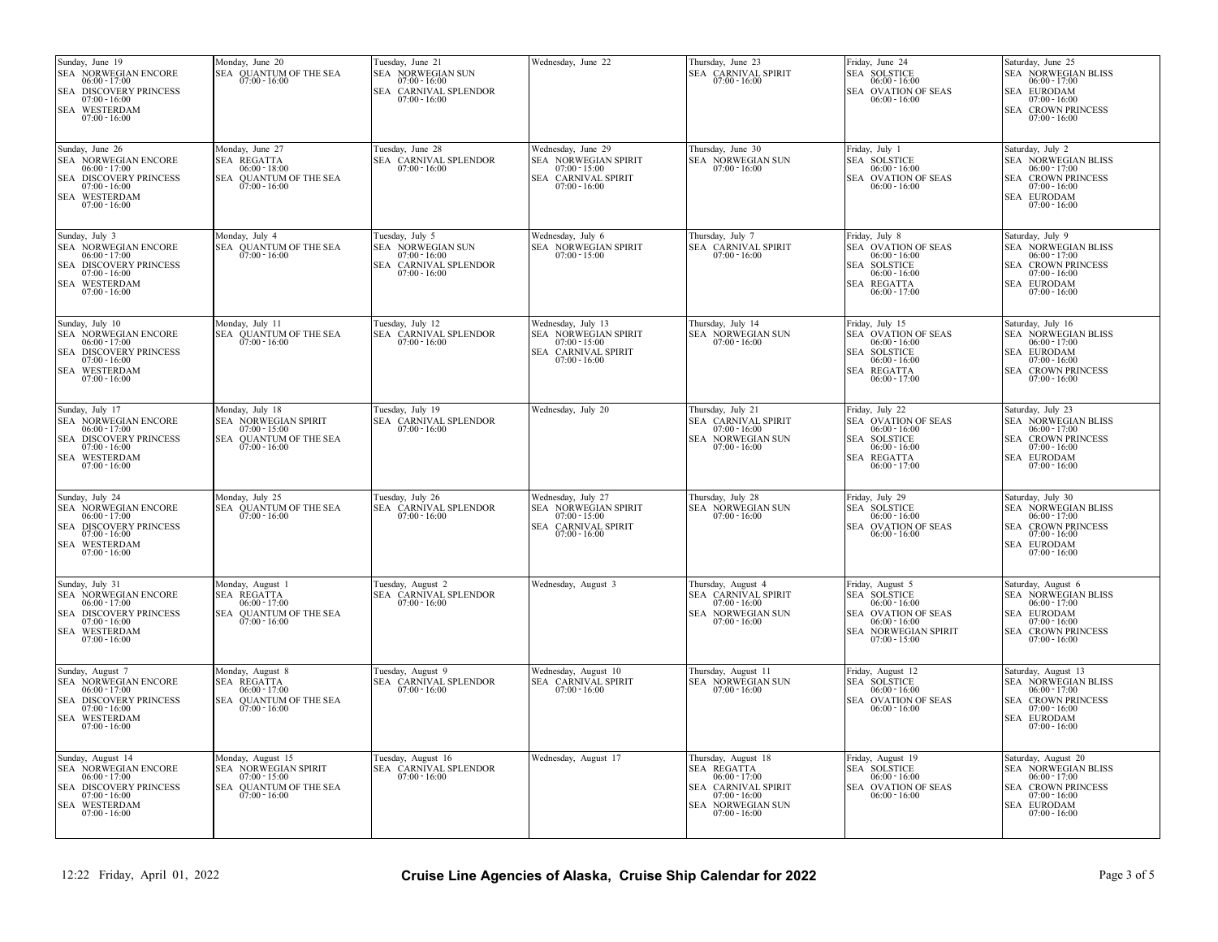| Sunday | Monday | Tuesday | Wednesday | Thursday | Friday | Saturday |
|---|---|---|---|---|---|---|
| Sunday, June 19<br>SEA NORWEGIAN ENCORE<br>06:00 - 17:00<br>SEA DISCOVERY PRINCESS<br>07:00 - 16:00<br>SEA WESTERDAM<br>07:00 - 16:00 | Monday, June 20<br>SEA QUANTUM OF THE SEA<br>07:00 - 16:00 | Tuesday, June 21<br>SEA NORWEGIAN SUN<br>07:00 - 16:00<br>SEA CARNIVAL SPLENDOR<br>07:00 - 16:00 | Wednesday, June 22 | Thursday, June 23<br>SEA CARNIVAL SPIRIT<br>07:00 - 16:00 | Friday, June 24<br>SEA SOLSTICE<br>06:00 - 16:00<br>SEA OVATION OF SEAS<br>06:00 - 16:00 | Saturday, June 25<br>SEA NORWEGIAN BLISS<br>06:00 - 17:00<br>SEA EURODAM<br>07:00 - 16:00<br>SEA CROWN PRINCESS<br>07:00 - 16:00 |
| Sunday, June 26<br>SEA NORWEGIAN ENCORE<br>06:00 - 17:00<br>SEA DISCOVERY PRINCESS<br>07:00 - 16:00<br>SEA WESTERDAM<br>07:00 - 16:00 | Monday, June 27<br>SEA REGATTA<br>06:00 - 18:00<br>SEA QUANTUM OF THE SEA<br>07:00 - 16:00 | Tuesday, June 28<br>SEA CARNIVAL SPLENDOR<br>07:00 - 16:00 | Wednesday, June 29<br>SEA NORWEGIAN SPIRIT<br>07:00 - 15:00<br>SEA CARNIVAL SPIRIT<br>07:00 - 16:00 | Thursday, June 30<br>SEA NORWEGIAN SUN<br>07:00 - 16:00 | Friday, July 1<br>SEA SOLSTICE<br>06:00 - 16:00<br>SEA OVATION OF SEAS<br>06:00 - 16:00 | Saturday, July 2<br>SEA NORWEGIAN BLISS<br>06:00 - 17:00<br>SEA CROWN PRINCESS<br>07:00 - 16:00<br>SEA EURODAM<br>07:00 - 16:00 |
| Sunday, July 3<br>SEA NORWEGIAN ENCORE<br>06:00 - 17:00<br>SEA DISCOVERY PRINCESS<br>07:00 - 16:00<br>SEA WESTERDAM<br>07:00 - 16:00 | Monday, July 4<br>SEA QUANTUM OF THE SEA<br>07:00 - 16:00 | Tuesday, July 5<br>SEA NORWEGIAN SUN<br>07:00 - 16:00<br>SEA CARNIVAL SPLENDOR<br>07:00 - 16:00 | Wednesday, July 6<br>SEA NORWEGIAN SPIRIT<br>07:00 - 15:00 | Thursday, July 7<br>SEA CARNIVAL SPIRIT<br>07:00 - 16:00 | Friday, July 8<br>SEA OVATION OF SEAS<br>06:00 - 16:00<br>SEA SOLSTICE<br>06:00 - 16:00<br>SEA REGATTA<br>06:00 - 17:00 | Saturday, July 9<br>SEA NORWEGIAN BLISS<br>06:00 - 17:00<br>SEA CROWN PRINCESS<br>07:00 - 16:00<br>SEA EURODAM<br>07:00 - 16:00 |
| Sunday, July 10<br>SEA NORWEGIAN ENCORE<br>06:00 - 17:00<br>SEA DISCOVERY PRINCESS<br>07:00 - 16:00<br>SEA WESTERDAM<br>07:00 - 16:00 | Monday, July 11<br>SEA QUANTUM OF THE SEA<br>07:00 - 16:00 | Tuesday, July 12<br>SEA CARNIVAL SPLENDOR<br>07:00 - 16:00 | Wednesday, July 13<br>SEA NORWEGIAN SPIRIT<br>07:00 - 15:00<br>SEA CARNIVAL SPIRIT<br>07:00 - 16:00 | Thursday, July 14<br>SEA NORWEGIAN SUN<br>07:00 - 16:00 | Friday, July 15<br>SEA OVATION OF SEAS<br>06:00 - 16:00<br>SEA SOLSTICE<br>06:00 - 16:00<br>SEA REGATTA<br>06:00 - 17:00 | Saturday, July 16<br>SEA NORWEGIAN BLISS<br>06:00 - 17:00<br>SEA EURODAM<br>07:00 - 16:00<br>SEA CROWN PRINCESS<br>07:00 - 16:00 |
| Sunday, July 17<br>SEA NORWEGIAN ENCORE<br>06:00 - 17:00<br>SEA DISCOVERY PRINCESS<br>07:00 - 16:00<br>SEA WESTERDAM<br>07:00 - 16:00 | Monday, July 18<br>SEA NORWEGIAN SPIRIT<br>07:00 - 15:00<br>SEA QUANTUM OF THE SEA<br>07:00 - 16:00 | Tuesday, July 19<br>SEA CARNIVAL SPLENDOR<br>07:00 - 16:00 | Wednesday, July 20 | Thursday, July 21<br>SEA CARNIVAL SPIRIT<br>07:00 - 16:00<br>SEA NORWEGIAN SUN<br>07:00 - 16:00 | Friday, July 22<br>SEA OVATION OF SEAS<br>06:00 - 16:00<br>SEA SOLSTICE<br>06:00 - 16:00<br>SEA REGATTA<br>06:00 - 17:00 | Saturday, July 23<br>SEA NORWEGIAN BLISS<br>06:00 - 17:00<br>SEA CROWN PRINCESS<br>07:00 - 16:00<br>SEA EURODAM<br>07:00 - 16:00 |
| Sunday, July 24<br>SEA NORWEGIAN ENCORE<br>06:00 - 17:00<br>SEA DISCOVERY PRINCESS<br>07:00 - 16:00<br>SEA WESTERDAM<br>07:00 - 16:00 | Monday, July 25<br>SEA QUANTUM OF THE SEA<br>07:00 - 16:00 | Tuesday, July 26<br>SEA CARNIVAL SPLENDOR<br>07:00 - 16:00 | Wednesday, July 27<br>SEA NORWEGIAN SPIRIT<br>07:00 - 15:00<br>SEA CARNIVAL SPIRIT<br>07:00 - 16:00 | Thursday, July 28<br>SEA NORWEGIAN SUN<br>07:00 - 16:00 | Friday, July 29<br>SEA SOLSTICE<br>06:00 - 16:00<br>SEA OVATION OF SEAS<br>06:00 - 16:00 | Saturday, July 30<br>SEA NORWEGIAN BLISS<br>06:00 - 17:00<br>SEA CROWN PRINCESS<br>07:00 - 16:00<br>SEA EURODAM<br>07:00 - 16:00 |
| Sunday, July 31<br>SEA NORWEGIAN ENCORE<br>06:00 - 17:00<br>SEA DISCOVERY PRINCESS<br>07:00 - 16:00<br>SEA WESTERDAM<br>07:00 - 16:00 | Monday, August 1<br>SEA REGATTA<br>06:00 - 17:00<br>SEA QUANTUM OF THE SEA<br>07:00 - 16:00 | Tuesday, August 2<br>SEA CARNIVAL SPLENDOR<br>07:00 - 16:00 | Wednesday, August 3 | Thursday, August 4<br>SEA CARNIVAL SPIRIT<br>07:00 - 16:00<br>SEA NORWEGIAN SUN<br>07:00 - 16:00 | Friday, August 5<br>SEA SOLSTICE<br>06:00 - 16:00<br>SEA OVATION OF SEAS<br>06:00 - 16:00<br>SEA NORWEGIAN SPIRIT<br>07:00 - 15:00 | Saturday, August 6<br>SEA NORWEGIAN BLISS<br>06:00 - 17:00<br>SEA EURODAM<br>07:00 - 16:00<br>SEA CROWN PRINCESS<br>07:00 - 16:00 |
| Sunday, August 7<br>SEA NORWEGIAN ENCORE<br>06:00 - 17:00<br>SEA DISCOVERY PRINCESS<br>07:00 - 16:00<br>SEA WESTERDAM<br>07:00 - 16:00 | Monday, August 8<br>SEA REGATTA<br>06:00 - 17:00<br>SEA QUANTUM OF THE SEA<br>07:00 - 16:00 | Tuesday, August 9<br>SEA CARNIVAL SPLENDOR<br>07:00 - 16:00 | Wednesday, August 10<br>SEA CARNIVAL SPIRIT<br>07:00 - 16:00 | Thursday, August 11<br>SEA NORWEGIAN SUN<br>07:00 - 16:00 | Friday, August 12<br>SEA SOLSTICE<br>06:00 - 16:00<br>SEA OVATION OF SEAS<br>06:00 - 16:00 | Saturday, August 13<br>SEA NORWEGIAN BLISS<br>06:00 - 17:00<br>SEA CROWN PRINCESS<br>07:00 - 16:00<br>SEA EURODAM<br>07:00 - 16:00 |
| Sunday, August 14<br>SEA NORWEGIAN ENCORE<br>06:00 - 17:00<br>SEA DISCOVERY PRINCESS<br>07:00 - 16:00<br>SEA WESTERDAM<br>07:00 - 16:00 | Monday, August 15<br>SEA NORWEGIAN SPIRIT<br>07:00 - 15:00<br>SEA QUANTUM OF THE SEA<br>07:00 - 16:00 | Tuesday, August 16<br>SEA CARNIVAL SPLENDOR<br>07:00 - 16:00 | Wednesday, August 17 | Thursday, August 18<br>SEA REGATTA<br>06:00 - 17:00<br>SEA CARNIVAL SPIRIT<br>07:00 - 16:00<br>SEA NORWEGIAN SUN<br>07:00 - 16:00 | Friday, August 19<br>SEA SOLSTICE<br>06:00 - 16:00<br>SEA OVATION OF SEAS<br>06:00 - 16:00 | Saturday, August 20<br>SEA NORWEGIAN BLISS<br>06:00 - 17:00<br>SEA CROWN PRINCESS<br>07:00 - 16:00<br>SEA EURODAM<br>07:00 - 16:00 |

12:22 Friday, April 01, 2022

**Cruise Line Agencies of Alaska, Cruise Ship Calendar for 2022**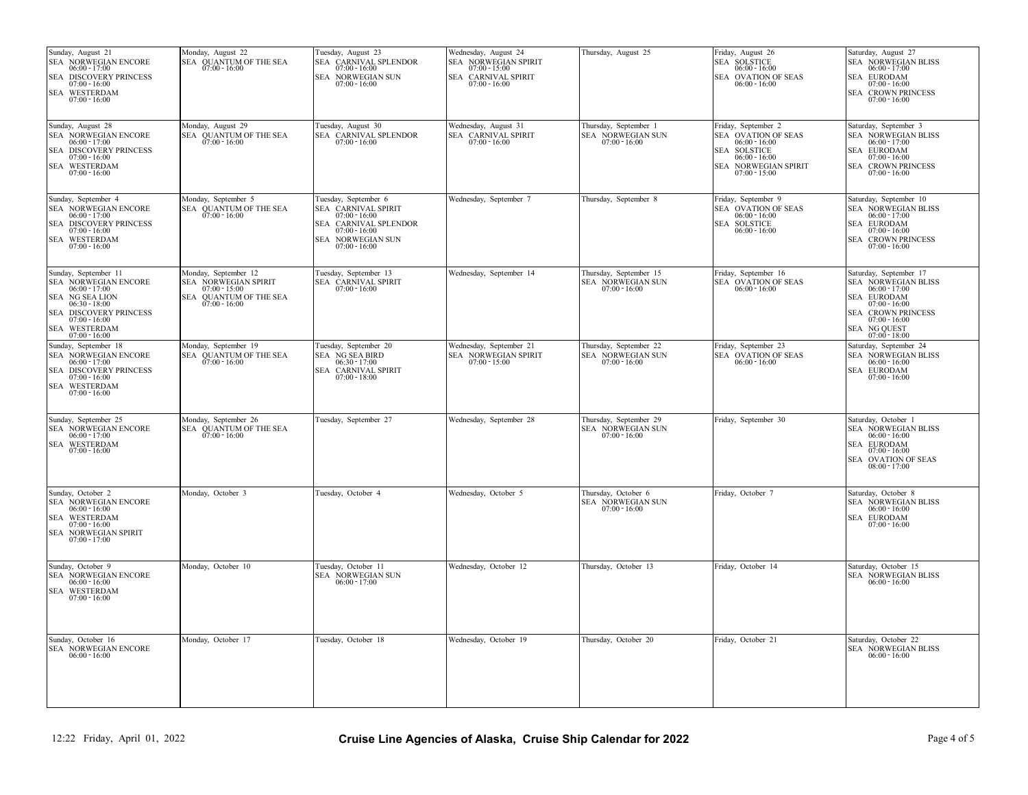| Sunday | Monday | Tuesday | Wednesday | Thursday | Friday | Saturday |
|---|---|---|---|---|---|---|
| Sunday, August 21<br>SEA NORWEGIAN ENCORE<br>06:00 - 17:00<br>SEA DISCOVERY PRINCESS<br>07:00 - 16:00<br>SEA WESTERDAM<br>07:00 - 16:00 | Monday, August 22<br>SEA QUANTUM OF THE SEA<br>07:00 - 16:00 | Tuesday, August 23<br>SEA CARNIVAL SPLENDOR<br>07:00 - 16:00<br>SEA NORWEGIAN SUN<br>07:00 - 16:00 | Wednesday, August 24<br>SEA NORWEGIAN SPIRIT<br>07:00 - 15:00<br>SEA CARNIVAL SPIRIT<br>07:00 - 16:00 | Thursday, August 25 | Friday, August 26<br>SEA SOLSTICE<br>06:00 - 16:00<br>SEA OVATION OF SEAS<br>06:00 - 16:00 | Saturday, August 27<br>SEA NORWEGIAN BLISS<br>06:00 - 17:00<br>SEA EURODAM<br>07:00 - 16:00<br>SEA CROWN PRINCESS<br>07:00 - 16:00 |
| Sunday, August 28<br>SEA NORWEGIAN ENCORE<br>06:00 - 17:00<br>SEA DISCOVERY PRINCESS<br>07:00 - 16:00<br>SEA WESTERDAM<br>07:00 - 16:00 | Monday, August 29<br>SEA QUANTUM OF THE SEA<br>07:00 - 16:00 | Tuesday, August 30<br>SEA CARNIVAL SPLENDOR<br>07:00 - 16:00 | Wednesday, August 31<br>SEA CARNIVAL SPIRIT<br>07:00 - 16:00 | Thursday, September 1<br>SEA NORWEGIAN SUN<br>07:00 - 16:00 | Friday, September 2<br>SEA OVATION OF SEAS<br>06:00 - 16:00<br>SEA SOLSTICE<br>06:00 - 16:00<br>SEA NORWEGIAN SPIRIT<br>07:00 - 15:00 | Saturday, September 3<br>SEA NORWEGIAN BLISS<br>06:00 - 17:00<br>SEA EURODAM<br>07:00 - 16:00<br>SEA CROWN PRINCESS<br>07:00 - 16:00 |
| Sunday, September 4<br>SEA NORWEGIAN ENCORE<br>06:00 - 17:00<br>SEA DISCOVERY PRINCESS<br>07:00 - 16:00<br>SEA WESTERDAM<br>07:00 - 16:00 | Monday, September 5<br>SEA QUANTUM OF THE SEA<br>07:00 - 16:00 | Tuesday, September 6<br>SEA CARNIVAL SPIRIT<br>07:00 - 16:00<br>SEA CARNIVAL SPLENDOR<br>07:00 - 16:00<br>SEA NORWEGIAN SUN<br>07:00 - 16:00 | Wednesday, September 7 | Thursday, September 8 | Friday, September 9<br>SEA OVATION OF SEAS<br>06:00 - 16:00<br>SEA SOLSTICE<br>06:00 - 16:00 | Saturday, September 10<br>SEA NORWEGIAN BLISS<br>06:00 - 17:00<br>SEA EURODAM<br>07:00 - 16:00<br>SEA CROWN PRINCESS<br>07:00 - 16:00 |
| Sunday, September 11<br>SEA NORWEGIAN ENCORE<br>06:00 - 17:00<br>SEA NG SEA LION<br>06:30 - 18:00<br>SEA DISCOVERY PRINCESS<br>07:00 - 16:00<br>SEA WESTERDAM<br>07:00 - 16:00 | Monday, September 12<br>SEA NORWEGIAN SPIRIT<br>07:00 - 15:00<br>SEA QUANTUM OF THE SEA<br>07:00 - 16:00 | Tuesday, September 13<br>SEA CARNIVAL SPIRIT<br>07:00 - 16:00 | Wednesday, September 14 | Thursday, September 15<br>SEA NORWEGIAN SUN<br>07:00 - 16:00 | Friday, September 16<br>SEA OVATION OF SEAS<br>06:00 - 16:00 | Saturday, September 17<br>SEA NORWEGIAN BLISS<br>06:00 - 17:00<br>SEA EURODAM<br>07:00 - 16:00<br>SEA CROWN PRINCESS<br>07:00 - 16:00<br>SEA NG QUEST<br>07:00 - 18:00 |
| Sunday, September 18<br>SEA NORWEGIAN ENCORE<br>06:00 - 17:00<br>SEA DISCOVERY PRINCESS<br>07:00 - 16:00<br>SEA WESTERDAM<br>07:00 - 16:00 | Monday, September 19<br>SEA QUANTUM OF THE SEA<br>07:00 - 16:00 | Tuesday, September 20<br>SEA NG SEA BIRD<br>06:30 - 17:00<br>SEA CARNIVAL SPIRIT<br>07:00 - 18:00 | Wednesday, September 21<br>SEA NORWEGIAN SPIRIT<br>07:00 - 15:00 | Thursday, September 22<br>SEA NORWEGIAN SUN<br>07:00 - 16:00 | Friday, September 23<br>SEA OVATION OF SEAS<br>06:00 - 16:00 | Saturday, September 24<br>SEA NORWEGIAN BLISS<br>06:00 - 16:00<br>SEA EURODAM<br>07:00 - 16:00 |
| Sunday, September 25<br>SEA NORWEGIAN ENCORE<br>06:00 - 17:00<br>SEA WESTERDAM<br>07:00 - 16:00 | Monday, September 26<br>SEA QUANTUM OF THE SEA<br>07:00 - 16:00 | Tuesday, September 27 | Wednesday, September 28 | Thursday, September 29<br>SEA NORWEGIAN SUN<br>07:00 - 16:00 | Friday, September 30 | Saturday, October 1<br>SEA NORWEGIAN BLISS<br>06:00 - 16:00<br>SEA EURODAM<br>07:00 - 16:00<br>SEA OVATION OF SEAS<br>08:00 - 17:00 |
| Sunday, October 2<br>SEA NORWEGIAN ENCORE<br>06:00 - 16:00<br>SEA WESTERDAM<br>07:00 - 16:00<br>SEA NORWEGIAN SPIRIT<br>07:00 - 17:00 | Monday, October 3 | Tuesday, October 4 | Wednesday, October 5 | Thursday, October 6<br>SEA NORWEGIAN SUN<br>07:00 - 16:00 | Friday, October 7 | Saturday, October 8<br>SEA NORWEGIAN BLISS<br>06:00 - 16:00<br>SEA EURODAM<br>07:00 - 16:00 |
| Sunday, October 9<br>SEA NORWEGIAN ENCORE<br>06:00 - 16:00<br>SEA WESTERDAM<br>07:00 - 16:00 | Monday, October 10 | Tuesday, October 11<br>SEA NORWEGIAN SUN<br>06:00 - 17:00 | Wednesday, October 12 | Thursday, October 13 | Friday, October 14 | Saturday, October 15<br>SEA NORWEGIAN BLISS<br>06:00 - 16:00 |
| Sunday, October 16<br>SEA NORWEGIAN ENCORE<br>06:00 - 16:00 | Monday, October 17 | Tuesday, October 18 | Wednesday, October 19 | Thursday, October 20 | Friday, October 21 | Saturday, October 22<br>SEA NORWEGIAN BLISS<br>06:00 - 16:00 |

12:22 Friday, April 01, 2022

**Cruise Line Agencies of Alaska, Cruise Ship Calendar for 2022**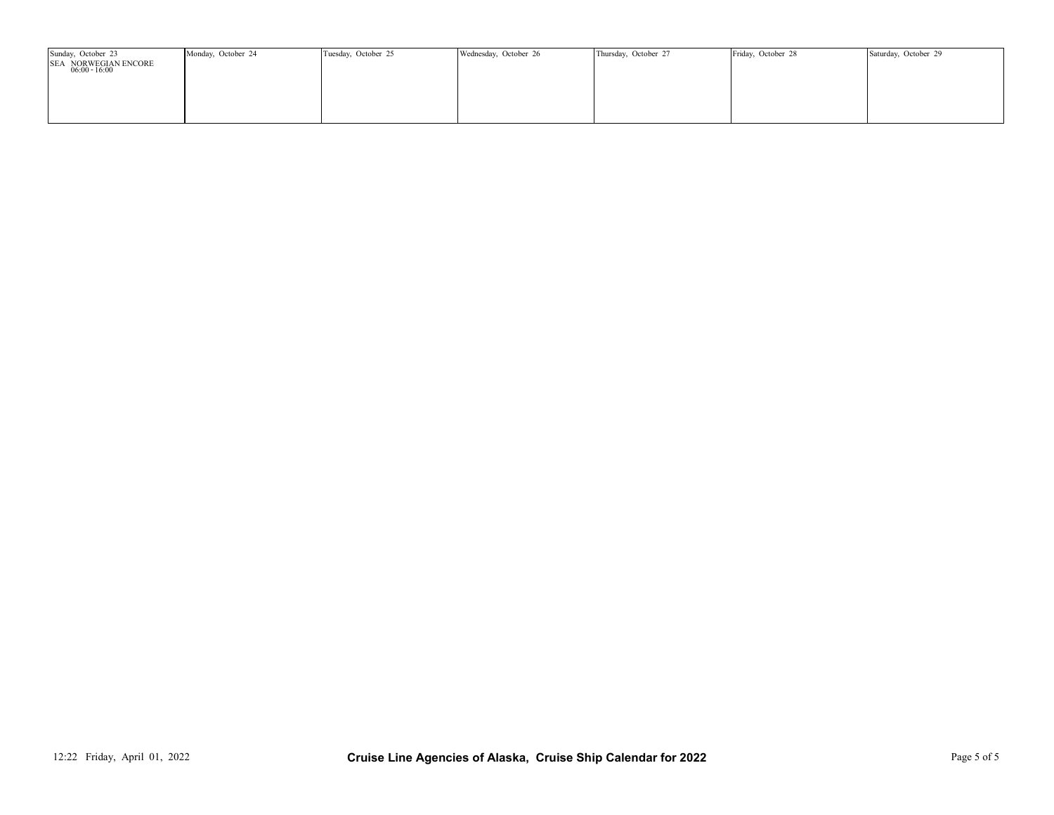| Sunday, October 23 | Monday, October 24 | Tuesday, October 25 | Wednesday, October 26 | Thursday, October 27 | Friday, October 28 | Saturday, October 29 |
|---|---|---|---|---|---|---|
| SEA NORWEGIAN ENCORE 06:00 - 16:00 | | | | | | |